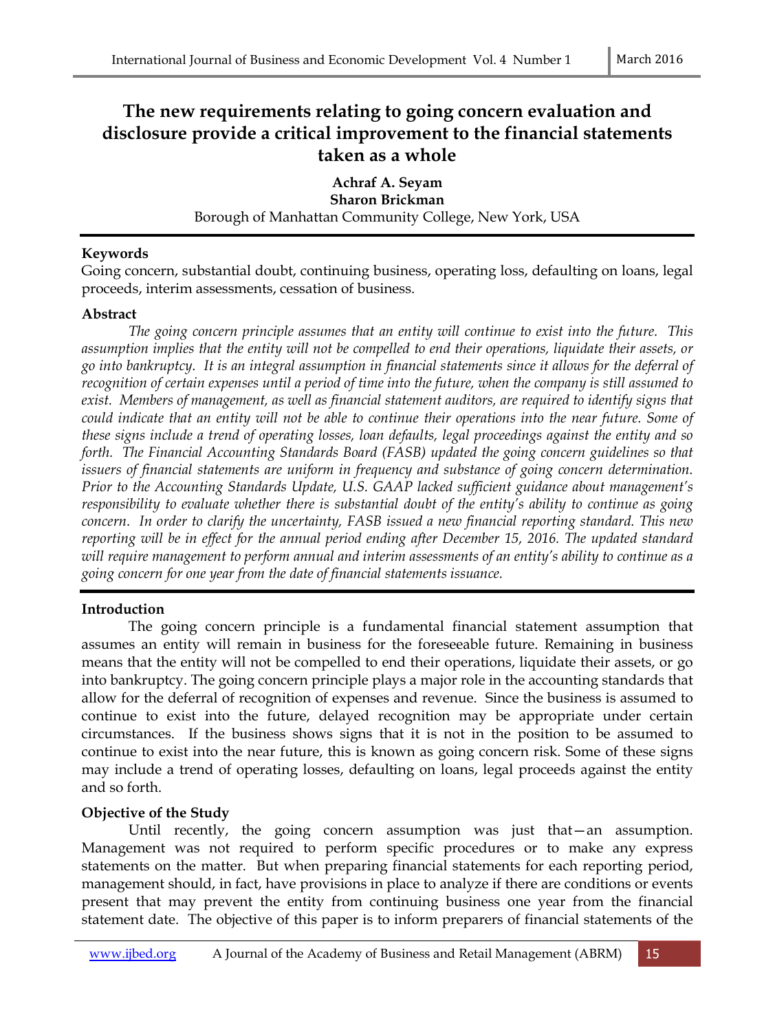# The new requirements relating to going concern evaluation and disclosure provide a critical improvement to the financial statements taken as a whole

**Achraf A. Seyam**
**Sharon Brickman**
Borough of Manhattan Community College, New York, USA

**Keywords**
Going concern, substantial doubt, continuing business, operating loss, defaulting on loans, legal proceeds, interim assessments, cessation of business.

**Abstract**

*The going concern principle assumes that an entity will continue to exist into the future. This assumption implies that the entity will not be compelled to end their operations, liquidate their assets, or go into bankruptcy. It is an integral assumption in financial statements since it allows for the deferral of recognition of certain expenses until a period of time into the future, when the company is still assumed to exist. Members of management, as well as financial statement auditors, are required to identify signs that could indicate that an entity will not be able to continue their operations into the near future. Some of these signs include a trend of operating losses, loan defaults, legal proceedings against the entity and so forth. The Financial Accounting Standards Board (FASB) updated the going concern guidelines so that issuers of financial statements are uniform in frequency and substance of going concern determination. Prior to the Accounting Standards Update, U.S. GAAP lacked sufficient guidance about management's responsibility to evaluate whether there is substantial doubt of the entity's ability to continue as going concern. In order to clarify the uncertainty, FASB issued a new financial reporting standard. This new reporting will be in effect for the annual period ending after December 15, 2016. The updated standard will require management to perform annual and interim assessments of an entity's ability to continue as a going concern for one year from the date of financial statements issuance.*

**Introduction**

The going concern principle is a fundamental financial statement assumption that assumes an entity will remain in business for the foreseeable future. Remaining in business means that the entity will not be compelled to end their operations, liquidate their assets, or go into bankruptcy. The going concern principle plays a major role in the accounting standards that allow for the deferral of recognition of expenses and revenue. Since the business is assumed to continue to exist into the future, delayed recognition may be appropriate under certain circumstances. If the business shows signs that it is not in the position to be assumed to continue to exist into the near future, this is known as going concern risk. Some of these signs may include a trend of operating losses, defaulting on loans, legal proceeds against the entity and so forth.

**Objective of the Study**

Until recently, the going concern assumption was just that—an assumption. Management was not required to perform specific procedures or to make any express statements on the matter. But when preparing financial statements for each reporting period, management should, in fact, have provisions in place to analyze if there are conditions or events present that may prevent the entity from continuing business one year from the financial statement date. The objective of this paper is to inform preparers of financial statements of the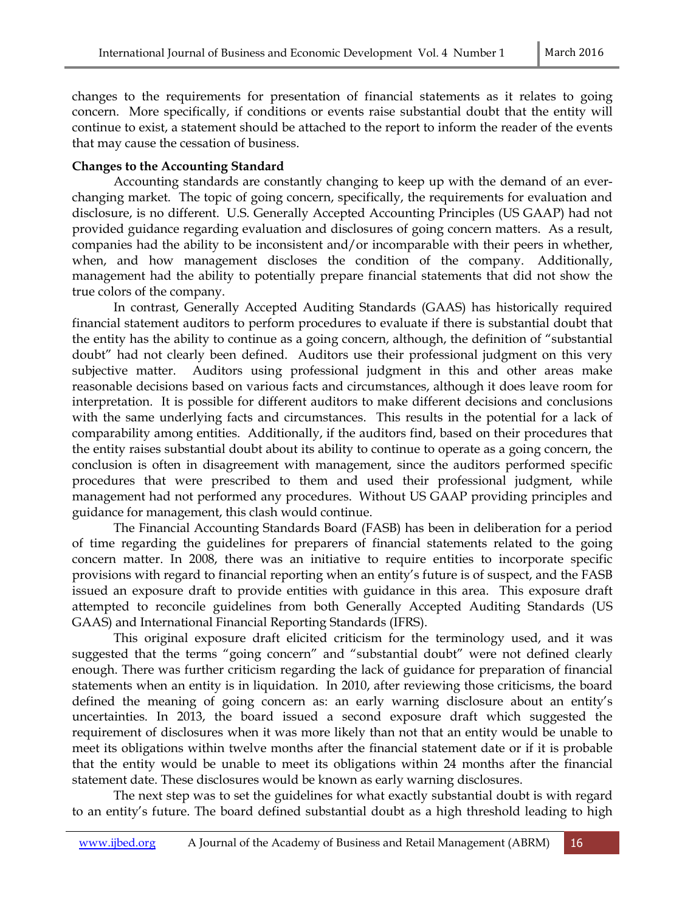changes to the requirements for presentation of financial statements as it relates to going concern. More specifically, if conditions or events raise substantial doubt that the entity will continue to exist, a statement should be attached to the report to inform the reader of the events that may cause the cessation of business.

**Changes to the Accounting Standard**

Accounting standards are constantly changing to keep up with the demand of an ever-changing market. The topic of going concern, specifically, the requirements for evaluation and disclosure, is no different. U.S. Generally Accepted Accounting Principles (US GAAP) had not provided guidance regarding evaluation and disclosures of going concern matters. As a result, companies had the ability to be inconsistent and/or incomparable with their peers in whether, when, and how management discloses the condition of the company. Additionally, management had the ability to potentially prepare financial statements that did not show the true colors of the company.

In contrast, Generally Accepted Auditing Standards (GAAS) has historically required financial statement auditors to perform procedures to evaluate if there is substantial doubt that the entity has the ability to continue as a going concern, although, the definition of "substantial doubt" had not clearly been defined. Auditors use their professional judgment on this very subjective matter. Auditors using professional judgment in this and other areas make reasonable decisions based on various facts and circumstances, although it does leave room for interpretation. It is possible for different auditors to make different decisions and conclusions with the same underlying facts and circumstances. This results in the potential for a lack of comparability among entities. Additionally, if the auditors find, based on their procedures that the entity raises substantial doubt about its ability to continue to operate as a going concern, the conclusion is often in disagreement with management, since the auditors performed specific procedures that were prescribed to them and used their professional judgment, while management had not performed any procedures. Without US GAAP providing principles and guidance for management, this clash would continue.

The Financial Accounting Standards Board (FASB) has been in deliberation for a period of time regarding the guidelines for preparers of financial statements related to the going concern matter. In 2008, there was an initiative to require entities to incorporate specific provisions with regard to financial reporting when an entity's future is of suspect, and the FASB issued an exposure draft to provide entities with guidance in this area. This exposure draft attempted to reconcile guidelines from both Generally Accepted Auditing Standards (US GAAS) and International Financial Reporting Standards (IFRS).

This original exposure draft elicited criticism for the terminology used, and it was suggested that the terms "going concern" and "substantial doubt" were not defined clearly enough. There was further criticism regarding the lack of guidance for preparation of financial statements when an entity is in liquidation. In 2010, after reviewing those criticisms, the board defined the meaning of going concern as: an early warning disclosure about an entity's uncertainties. In 2013, the board issued a second exposure draft which suggested the requirement of disclosures when it was more likely than not that an entity would be unable to meet its obligations within twelve months after the financial statement date or if it is probable that the entity would be unable to meet its obligations within 24 months after the financial statement date. These disclosures would be known as early warning disclosures.

The next step was to set the guidelines for what exactly substantial doubt is with regard to an entity's future. The board defined substantial doubt as a high threshold leading to high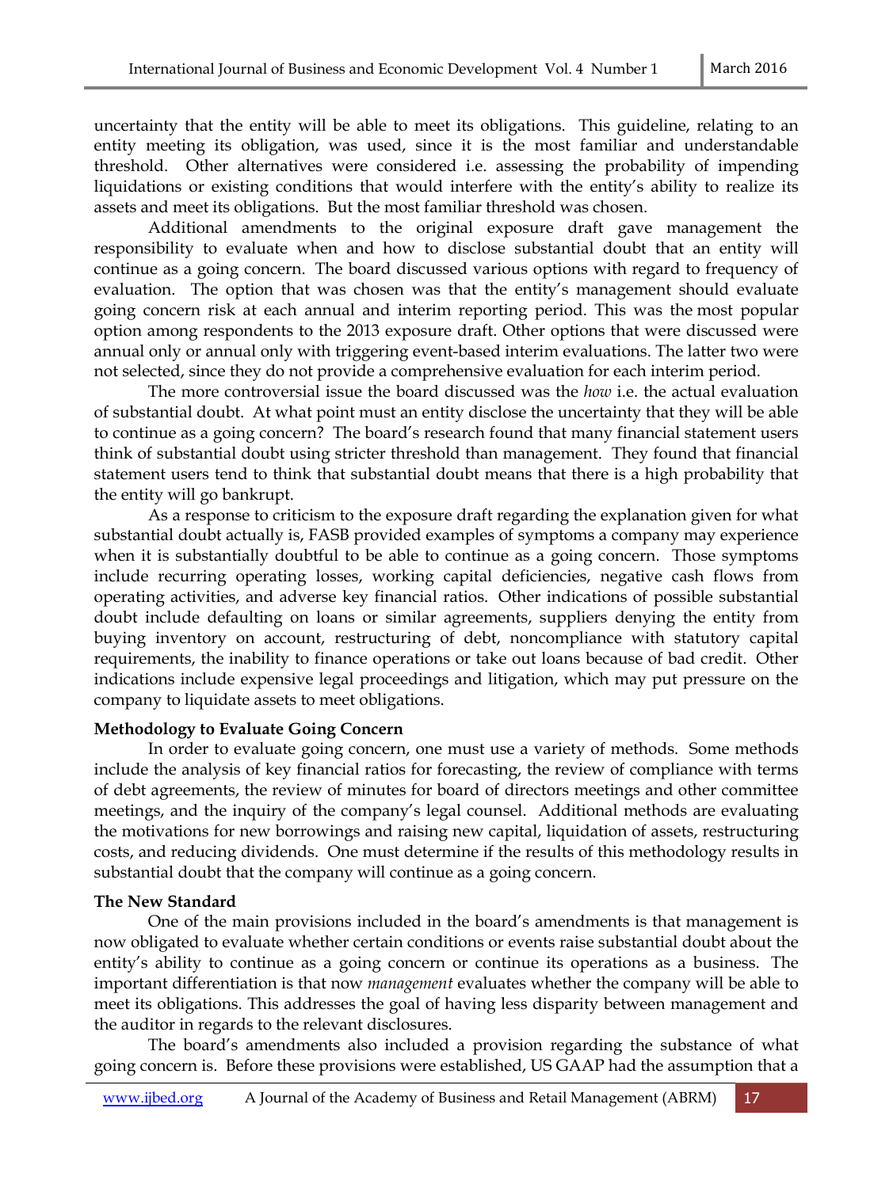uncertainty that the entity will be able to meet its obligations. This guideline, relating to an entity meeting its obligation, was used, since it is the most familiar and understandable threshold. Other alternatives were considered i.e. assessing the probability of impending liquidations or existing conditions that would interfere with the entity's ability to realize its assets and meet its obligations. But the most familiar threshold was chosen.

Additional amendments to the original exposure draft gave management the responsibility to evaluate when and how to disclose substantial doubt that an entity will continue as a going concern. The board discussed various options with regard to frequency of evaluation. The option that was chosen was that the entity's management should evaluate going concern risk at each annual and interim reporting period. This was the most popular option among respondents to the 2013 exposure draft. Other options that were discussed were annual only or annual only with triggering event-based interim evaluations. The latter two were not selected, since they do not provide a comprehensive evaluation for each interim period.

The more controversial issue the board discussed was the *how* i.e. the actual evaluation of substantial doubt. At what point must an entity disclose the uncertainty that they will be able to continue as a going concern? The board's research found that many financial statement users think of substantial doubt using stricter threshold than management. They found that financial statement users tend to think that substantial doubt means that there is a high probability that the entity will go bankrupt.

As a response to criticism to the exposure draft regarding the explanation given for what substantial doubt actually is, FASB provided examples of symptoms a company may experience when it is substantially doubtful to be able to continue as a going concern. Those symptoms include recurring operating losses, working capital deficiencies, negative cash flows from operating activities, and adverse key financial ratios. Other indications of possible substantial doubt include defaulting on loans or similar agreements, suppliers denying the entity from buying inventory on account, restructuring of debt, noncompliance with statutory capital requirements, the inability to finance operations or take out loans because of bad credit. Other indications include expensive legal proceedings and litigation, which may put pressure on the company to liquidate assets to meet obligations.

**Methodology to Evaluate Going Concern**

In order to evaluate going concern, one must use a variety of methods. Some methods include the analysis of key financial ratios for forecasting, the review of compliance with terms of debt agreements, the review of minutes for board of directors meetings and other committee meetings, and the inquiry of the company's legal counsel. Additional methods are evaluating the motivations for new borrowings and raising new capital, liquidation of assets, restructuring costs, and reducing dividends. One must determine if the results of this methodology results in substantial doubt that the company will continue as a going concern.

**The New Standard**

One of the main provisions included in the board's amendments is that management is now obligated to evaluate whether certain conditions or events raise substantial doubt about the entity's ability to continue as a going concern or continue its operations as a business. The important differentiation is that now *management* evaluates whether the company will be able to meet its obligations. This addresses the goal of having less disparity between management and the auditor in regards to the relevant disclosures.

The board's amendments also included a provision regarding the substance of what going concern is. Before these provisions were established, US GAAP had the assumption that a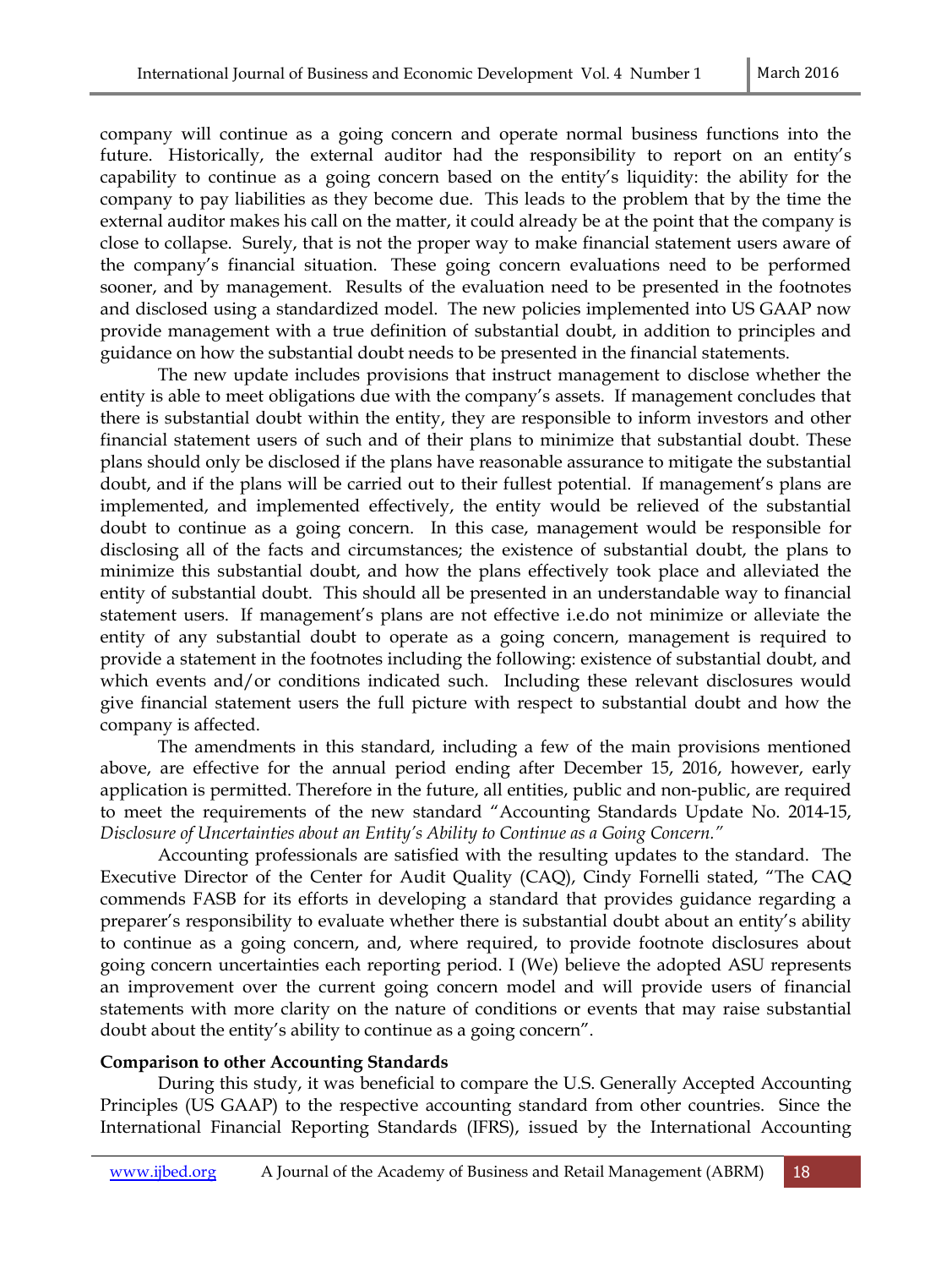company will continue as a going concern and operate normal business functions into the future. Historically, the external auditor had the responsibility to report on an entity's capability to continue as a going concern based on the entity's liquidity: the ability for the company to pay liabilities as they become due. This leads to the problem that by the time the external auditor makes his call on the matter, it could already be at the point that the company is close to collapse. Surely, that is not the proper way to make financial statement users aware of the company's financial situation. These going concern evaluations need to be performed sooner, and by management. Results of the evaluation need to be presented in the footnotes and disclosed using a standardized model. The new policies implemented into US GAAP now provide management with a true definition of substantial doubt, in addition to principles and guidance on how the substantial doubt needs to be presented in the financial statements.

The new update includes provisions that instruct management to disclose whether the entity is able to meet obligations due with the company's assets. If management concludes that there is substantial doubt within the entity, they are responsible to inform investors and other financial statement users of such and of their plans to minimize that substantial doubt. These plans should only be disclosed if the plans have reasonable assurance to mitigate the substantial doubt, and if the plans will be carried out to their fullest potential. If management's plans are implemented, and implemented effectively, the entity would be relieved of the substantial doubt to continue as a going concern. In this case, management would be responsible for disclosing all of the facts and circumstances; the existence of substantial doubt, the plans to minimize this substantial doubt, and how the plans effectively took place and alleviated the entity of substantial doubt. This should all be presented in an understandable way to financial statement users. If management's plans are not effective i.e.do not minimize or alleviate the entity of any substantial doubt to operate as a going concern, management is required to provide a statement in the footnotes including the following: existence of substantial doubt, and which events and/or conditions indicated such. Including these relevant disclosures would give financial statement users the full picture with respect to substantial doubt and how the company is affected.

The amendments in this standard, including a few of the main provisions mentioned above, are effective for the annual period ending after December 15, 2016, however, early application is permitted. Therefore in the future, all entities, public and non-public, are required to meet the requirements of the new standard "Accounting Standards Update No. 2014-15, *Disclosure of Uncertainties about an Entity's Ability to Continue as a Going Concern.*"

Accounting professionals are satisfied with the resulting updates to the standard. The Executive Director of the Center for Audit Quality (CAQ), Cindy Fornelli stated, "The CAQ commends FASB for its efforts in developing a standard that provides guidance regarding a preparer's responsibility to evaluate whether there is substantial doubt about an entity's ability to continue as a going concern, and, where required, to provide footnote disclosures about going concern uncertainties each reporting period. I (We) believe the adopted ASU represents an improvement over the current going concern model and will provide users of financial statements with more clarity on the nature of conditions or events that may raise substantial doubt about the entity's ability to continue as a going concern".

**Comparison to other Accounting Standards**

During this study, it was beneficial to compare the U.S. Generally Accepted Accounting Principles (US GAAP) to the respective accounting standard from other countries. Since the International Financial Reporting Standards (IFRS), issued by the International Accounting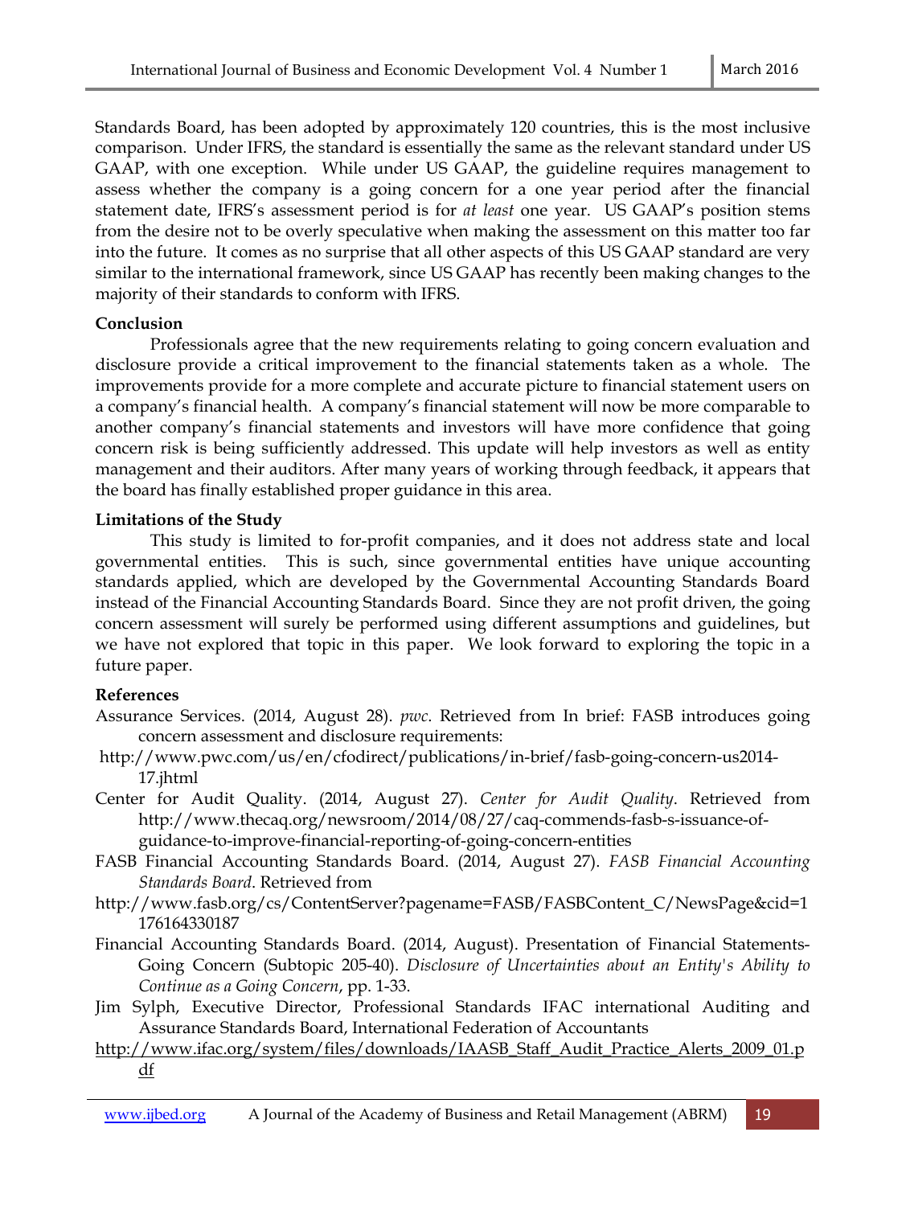Standards Board, has been adopted by approximately 120 countries, this is the most inclusive comparison. Under IFRS, the standard is essentially the same as the relevant standard under US GAAP, with one exception. While under US GAAP, the guideline requires management to assess whether the company is a going concern for a one year period after the financial statement date, IFRS's assessment period is for *at least* one year. US GAAP's position stems from the desire not to be overly speculative when making the assessment on this matter too far into the future. It comes as no surprise that all other aspects of this US GAAP standard are very similar to the international framework, since US GAAP has recently been making changes to the majority of their standards to conform with IFRS.

**Conclusion**

Professionals agree that the new requirements relating to going concern evaluation and disclosure provide a critical improvement to the financial statements taken as a whole. The improvements provide for a more complete and accurate picture to financial statement users on a company's financial health. A company's financial statement will now be more comparable to another company's financial statements and investors will have more confidence that going concern risk is being sufficiently addressed. This update will help investors as well as entity management and their auditors. After many years of working through feedback, it appears that the board has finally established proper guidance in this area.

**Limitations of the Study**

This study is limited to for-profit companies, and it does not address state and local governmental entities. This is such, since governmental entities have unique accounting standards applied, which are developed by the Governmental Accounting Standards Board instead of the Financial Accounting Standards Board. Since they are not profit driven, the going concern assessment will surely be performed using different assumptions and guidelines, but we have not explored that topic in this paper. We look forward to exploring the topic in a future paper.

**References**

Assurance Services. (2014, August 28). *pwc*. Retrieved from In brief: FASB introduces going concern assessment and disclosure requirements: http://www.pwc.com/us/en/cfodirect/publications/in-brief/fasb-going-concern-us2014-17.jhtml

Center for Audit Quality. (2014, August 27). *Center for Audit Quality*. Retrieved from http://www.thecaq.org/newsroom/2014/08/27/caq-commends-fasb-s-issuance-of-guidance-to-improve-financial-reporting-of-going-concern-entities

FASB Financial Accounting Standards Board. (2014, August 27). *FASB Financial Accounting Standards Board*. Retrieved from http://www.fasb.org/cs/ContentServer?pagename=FASB/FASBContent_C/NewsPage&cid=1176164330187

Financial Accounting Standards Board. (2014, August). Presentation of Financial Statements-Going Concern (Subtopic 205-40). *Disclosure of Uncertainties about an Entity's Ability to Continue as a Going Concern*, pp. 1-33.

Jim Sylph, Executive Director, Professional Standards IFAC international Auditing and Assurance Standards Board, International Federation of Accountants http://www.ifac.org/system/files/downloads/IAASB_Staff_Audit_Practice_Alerts_2009_01.pdf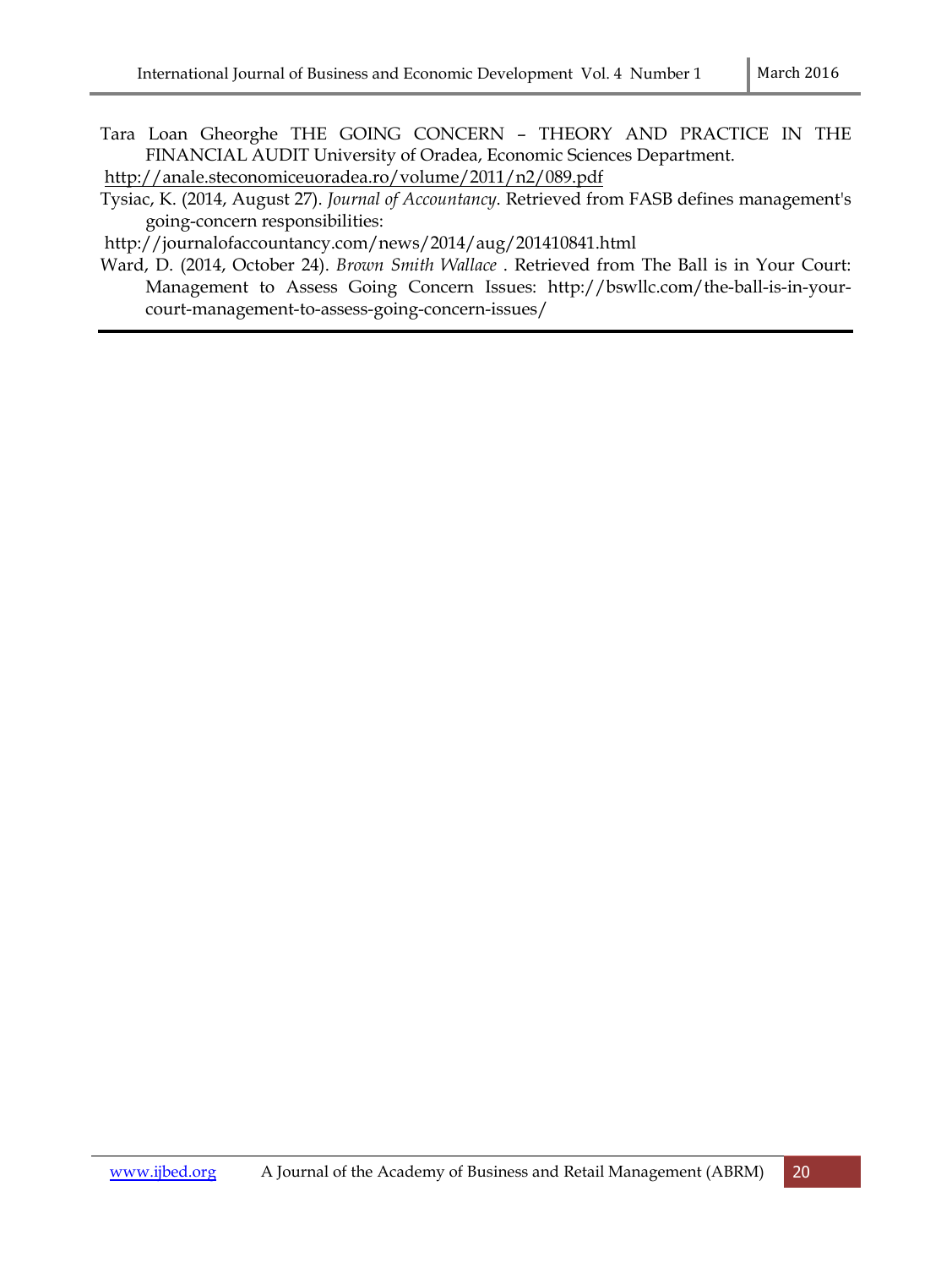Tara Loan Gheorghe THE GOING CONCERN – THEORY AND PRACTICE IN THE FINANCIAL AUDIT University of Oradea, Economic Sciences Department. http://anale.steconomiceuoradea.ro/volume/2011/n2/089.pdf

Tysiac, K. (2014, August 27). *Journal of Accountancy*. Retrieved from FASB defines management's going-concern responsibilities: http://journalofaccountancy.com/news/2014/aug/201410841.html

Ward, D. (2014, October 24). *Brown Smith Wallace* . Retrieved from The Ball is in Your Court: Management to Assess Going Concern Issues: http://bswllc.com/the-ball-is-in-your-court-management-to-assess-going-concern-issues/